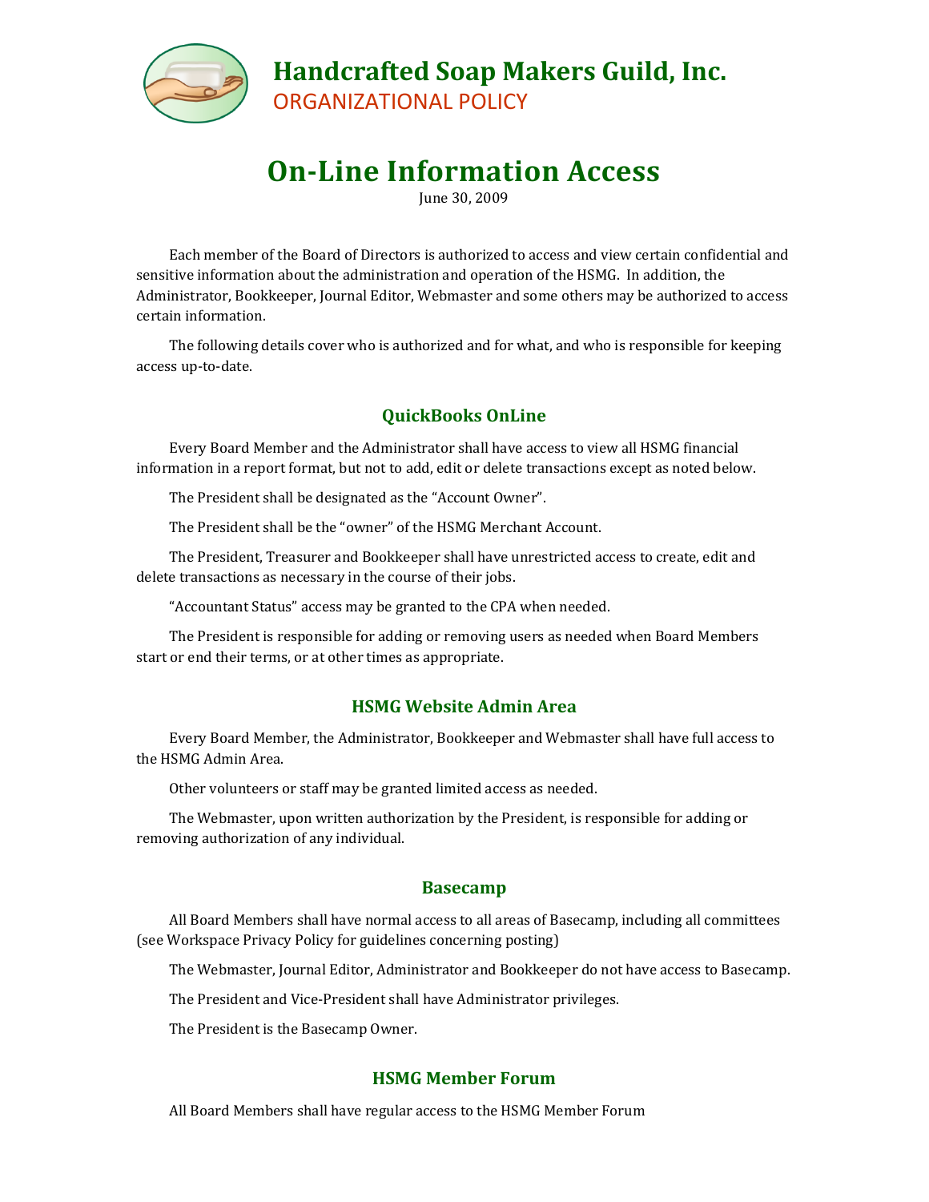# Handcrafted Soap Makers Guild, Inc.

ORGANIZATIONAL POLICY

# On-Line Information Access

June 30, 2009

Each member of the Board of Directors is authorized to access and view certain confidential and sensitive information about the administration and operation of the HSMG. In addition, the Administrator, Bookkeeper, Journal Editor, Webmaster and some others may be authorized to access certain information.

The following details cover who is authorized and for what, and who is responsible for keeping access up-to-date.

## QuickBooks OnLine

Every Board Member and the Administrator shall have access to view all HSMG financial information in a report format, but not to add, edit or delete transactions except as noted below.

The President shall be designated as the "Account Owner".

The President shall be the "owner" of the HSMG Merchant Account.

The President, Treasurer and Bookkeeper shall have unrestricted access to create, edit and delete transactions as necessary in the course of their jobs.

"Accountant Status" access may be granted to the CPA when needed.

The President is responsible for adding or removing users as needed when Board Members start or end their terms, or at other times as appropriate.

## HSMG Website Admin Area

Every Board Member, the Administrator, Bookkeeper and Webmaster shall have full access to the HSMG Admin Area.

Other volunteers or staff may be granted limited access as needed.

The Webmaster, upon written authorization by the President, is responsible for adding or removing authorization of any individual.

## Basecamp

All Board Members shall have normal access to all areas of Basecamp, including all committees (see Workspace Privacy Policy for guidelines concerning posting)

The Webmaster, Journal Editor, Administrator and Bookkeeper do not have access to Basecamp.

The President and Vice-President shall have Administrator privileges.

The President is the Basecamp Owner.

## HSMG Member Forum

All Board Members shall have regular access to the HSMG Member Forum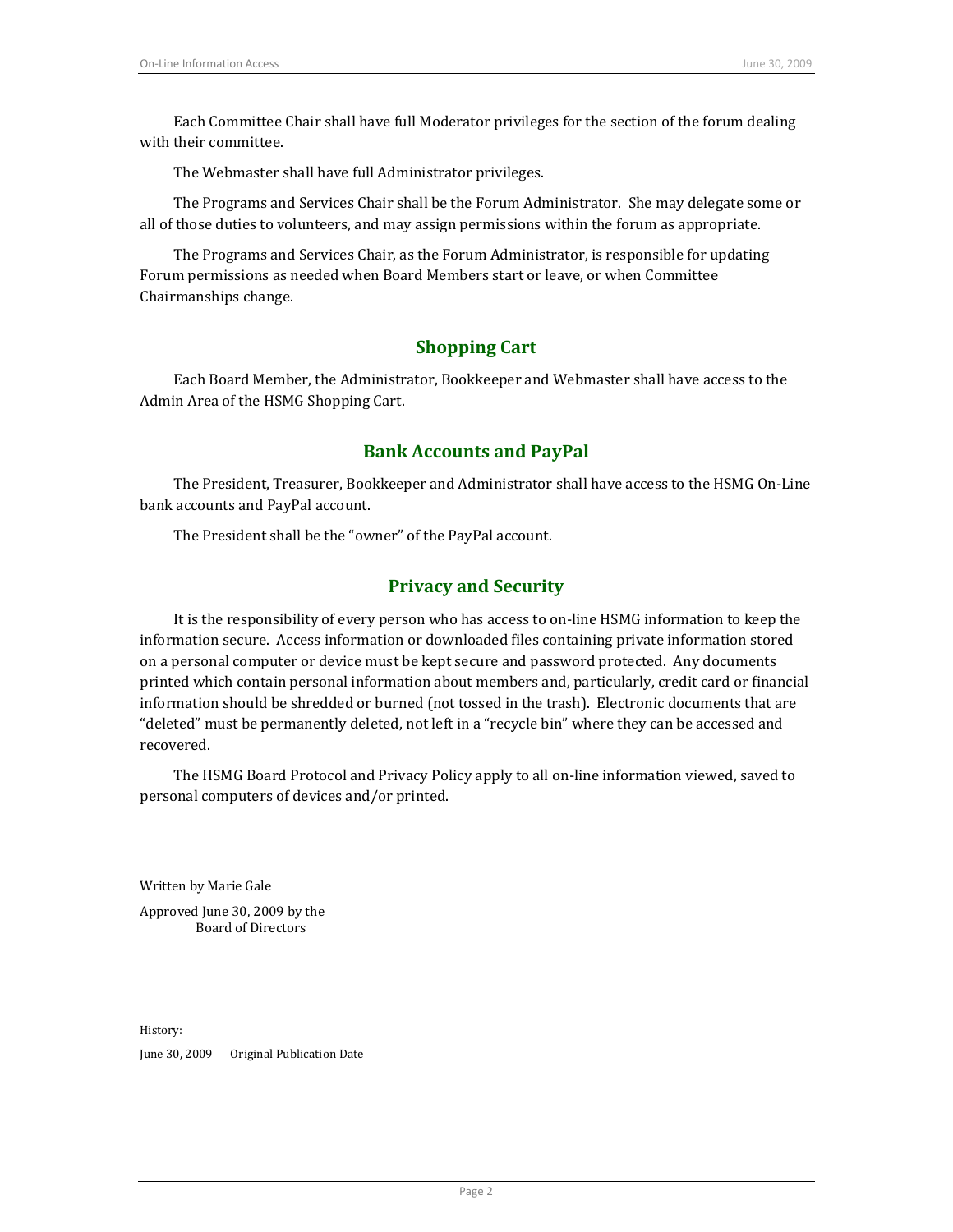Each Committee Chair shall have full Moderator privileges for the section of the forum dealing with their committee.

The Webmaster shall have full Administrator privileges.

The Programs and Services Chair shall be the Forum Administrator. She may delegate some or all of those duties to volunteers, and may assign permissions within the forum as appropriate.

The Programs and Services Chair, as the Forum Administrator, is responsible for updating Forum permissions as needed when Board Members start or leave, or when Committee Chairmanships change.

## Shopping Cart

Each Board Member, the Administrator, Bookkeeper and Webmaster shall have access to the Admin Area of the HSMG Shopping Cart.

## Bank Accounts and PayPal

The President, Treasurer, Bookkeeper and Administrator shall have access to the HSMG On-Line bank accounts and PayPal account.

The President shall be the "owner" of the PayPal account.

## Privacy and Security

It is the responsibility of every person who has access to on-line HSMG information to keep the information secure. Access information or downloaded files containing private information stored on a personal computer or device must be kept secure and password protected. Any documents printed which contain personal information about members and, particularly, credit card or financial information should be shredded or burned (not tossed in the trash). Electronic documents that are "deleted" must be permanently deleted, not left in a "recycle bin" where they can be accessed and recovered.

The HSMG Board Protocol and Privacy Policy apply to all on-line information viewed, saved to personal computers of devices and/or printed.

Written by Marie Gale

Approved June 30, 2009 by the
Board of Directors

History:

June 30, 2009 Original Publication Date